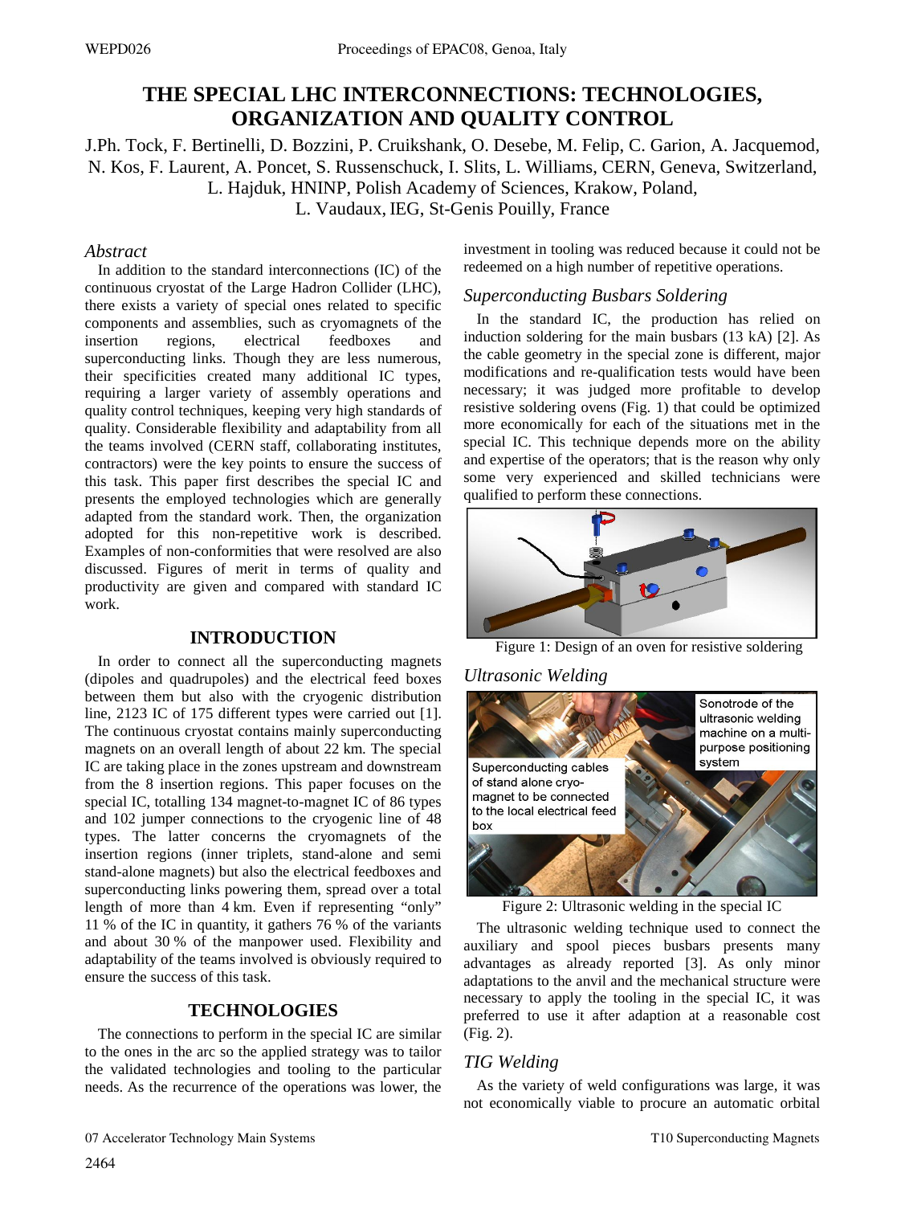# THE SPECIAL LHC INTERCONNECTIONS: TECHNOLOGIES, ORGANIZATION AND QUALITY CONTROL

J.Ph. Tock, F. Bertinelli, D. Bozzini, P. Cruikshank, O. Desebe, M. Felip, C. Garion, A. Jacquemod, N. Kos, F. Laurent, A. Poncet, S. Russenschuck, I. Slits, L. Williams, CERN, Geneva, Switzerland, L. Hajduk, HNINP, Polish Academy of Sciences, Krakow, Poland, L. Vaudaux, IEG, St-Genis Pouilly, France

### *Abstract*

In addition to the standard interconnections (IC) of the continuous cryostat of the Large Hadron Collider (LHC), there exists a variety of special ones related to specific components and assemblies, such as cryomagnets of the insertion regions, electrical feedboxes and superconducting links. Though they are less numerous, their specificities created many additional IC types, requiring a larger variety of assembly operations and quality control techniques, keeping very high standards of quality. Considerable flexibility and adaptability from all the teams involved (CERN staff, collaborating institutes, contractors) were the key points to ensure the success of this task. This paper first describes the special IC and presents the employed technologies which are generally adapted from the standard work. Then, the organization adopted for this non-repetitive work is described. Examples of non-conformities that were resolved are also discussed. Figures of merit in terms of quality and productivity are given and compared with standard IC work.

## INTRODUCTION

In order to connect all the superconducting magnets (dipoles and quadrupoles) and the electrical feed boxes between them but also with the cryogenic distribution line, 2123 IC of 175 different types were carried out [1]. The continuous cryostat contains mainly superconducting magnets on an overall length of about 22 km. The special IC are taking place in the zones upstream and downstream from the 8 insertion regions. This paper focuses on the special IC, totalling 134 magnet-to-magnet IC of 86 types and 102 jumper connections to the cryogenic line of 48 types. The latter concerns the cryomagnets of the insertion regions (inner triplets, stand-alone and semi stand-alone magnets) but also the electrical feedboxes and superconducting links powering them, spread over a total length of more than 4 km. Even if representing "only" 11 % of the IC in quantity, it gathers 76 % of the variants and about 30 % of the manpower used. Flexibility and adaptability of the teams involved is obviously required to ensure the success of this task.

## TECHNOLOGIES

The connections to perform in the special IC are similar to the ones in the arc so the applied strategy was to tailor the validated technologies and tooling to the particular needs. As the recurrence of the operations was lower, the investment in tooling was reduced because it could not be redeemed on a high number of repetitive operations.

### *Superconducting Busbars Soldering*

In the standard IC, the production has relied on induction soldering for the main busbars (13 kA) [2]. As the cable geometry in the special zone is different, major modifications and re-qualification tests would have been necessary; it was judged more profitable to develop resistive soldering ovens (Fig. 1) that could be optimized more economically for each of the situations met in the special IC. This technique depends more on the ability and expertise of the operators; that is the reason why only some very experienced and skilled technicians were qualified to perform these connections.

Figure 1: Design of an oven for resistive soldering

### *Ultrasonic Welding*

Figure 2: Ultrasonic welding in the special IC

The ultrasonic welding technique used to connect the auxiliary and spool pieces busbars presents many advantages as already reported [3]. As only minor adaptations to the anvil and the mechanical structure were necessary to apply the tooling in the special IC, it was preferred to use it after adaption at a reasonable cost (Fig. 2).

### *TIG Welding*

As the variety of weld configurations was large, it was not economically viable to procure an automatic orbital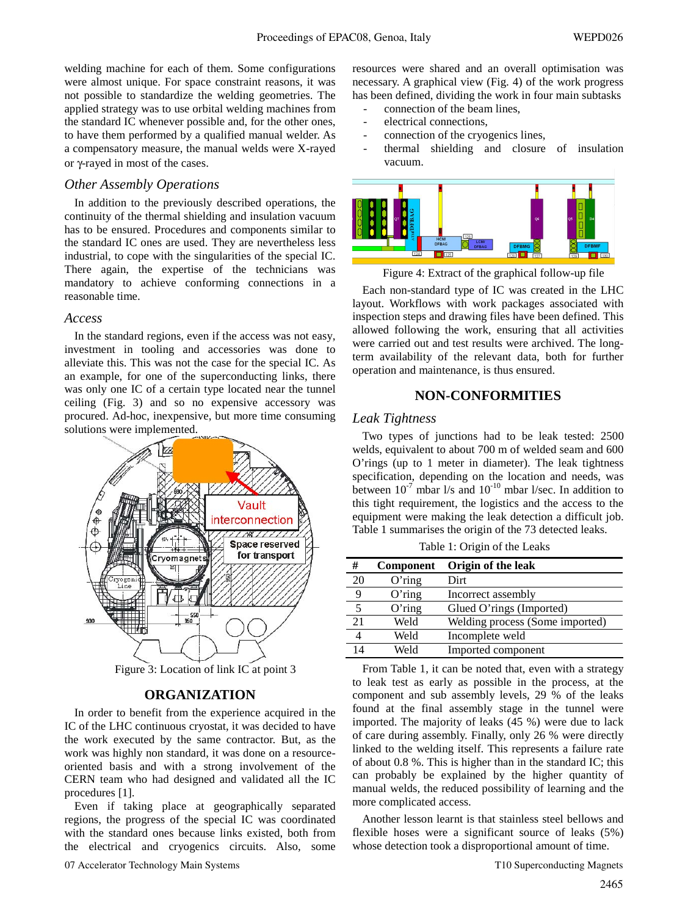welding machine for each of them. Some configurations were almost unique. For space constraint reasons, it was not possible to standardize the welding geometries. The applied strategy was to use orbital welding machines from the standard IC whenever possible and, for the other ones, to have them performed by a qualified manual welder. As a compensatory measure, the manual welds were X-rayed or γ-rayed in most of the cases.

### *Other Assembly Operations*

In addition to the previously described operations, the continuity of the thermal shielding and insulation vacuum has to be ensured. Procedures and components similar to the standard IC ones are used. They are nevertheless less industrial, to cope with the singularities of the special IC. There again, the expertise of the technicians was mandatory to achieve conforming connections in a reasonable time.

### *Access*

In the standard regions, even if the access was not easy, investment in tooling and accessories was done to alleviate this. This was not the case for the special IC. As an example, for one of the superconducting links, there was only one IC of a certain type located near the tunnel ceiling (Fig. 3) and so no expensive accessory was procured. Ad-hoc, inexpensive, but more time consuming solutions were implemented.

Figure 3: Location of link IC at point 3

## ORGANIZATION

In order to benefit from the experience acquired in the IC of the LHC continuous cryostat, it was decided to have the work executed by the same contractor. But, as the work was highly non standard, it was done on a resource-oriented basis and with a strong involvement of the CERN team who had designed and validated all the IC procedures [1].

Even if taking place at geographically separated regions, the progress of the special IC was coordinated with the standard ones because links existed, both from the electrical and cryogenics circuits. Also, some resources were shared and an overall optimisation was necessary. A graphical view (Fig. 4) of the work progress has been defined, dividing the work in four main subtasks

- connection of the beam lines,
- electrical connections,
- connection of the cryogenics lines,
- thermal shielding and closure of insulation vacuum.

Figure 4: Extract of the graphical follow-up file

Each non-standard type of IC was created in the LHC layout. Workflows with work packages associated with inspection steps and drawing files have been defined. This allowed following the work, ensuring that all activities were carried out and test results were archived. The long-term availability of the relevant data, both for further operation and maintenance, is thus ensured.

## NON-CONFORMITIES

### *Leak Tightness*

Two types of junctions had to be leak tested: 2500 welds, equivalent to about 700 m of welded seam and 600 O'rings (up to 1 meter in diameter). The leak tightness specification, depending on the location and needs, was between $10^{-7}$ mbar l/s and $10^{-10}$ mbar l/sec. In addition to this tight requirement, the logistics and the access to the equipment were making the leak detection a difficult job. Table 1 summarises the origin of the 73 detected leaks.

Table 1: Origin of the Leaks

| # | Component | Origin of the leak |
|---|---|---|
| 20 | O'ring | Dirt |
| 9 | O'ring | Incorrect assembly |
| 5 | O'ring | Glued O'rings (Imported) |
| 21 | Weld | Welding process (Some imported) |
| 4 | Weld | Incomplete weld |
| 14 | Weld | Imported component |

From Table 1, it can be noted that, even with a strategy to leak test as early as possible in the process, at the component and sub assembly levels, 29 % of the leaks found at the final assembly stage in the tunnel were imported. The majority of leaks (45 %) were due to lack of care during assembly. Finally, only 26 % were directly linked to the welding itself. This represents a failure rate of about 0.8 %. This is higher than in the standard IC; this can probably be explained by the higher quantity of manual welds, the reduced possibility of learning and the more complicated access.

Another lesson learnt is that stainless steel bellows and flexible hoses were a significant source of leaks (5%) whose detection took a disproportional amount of time.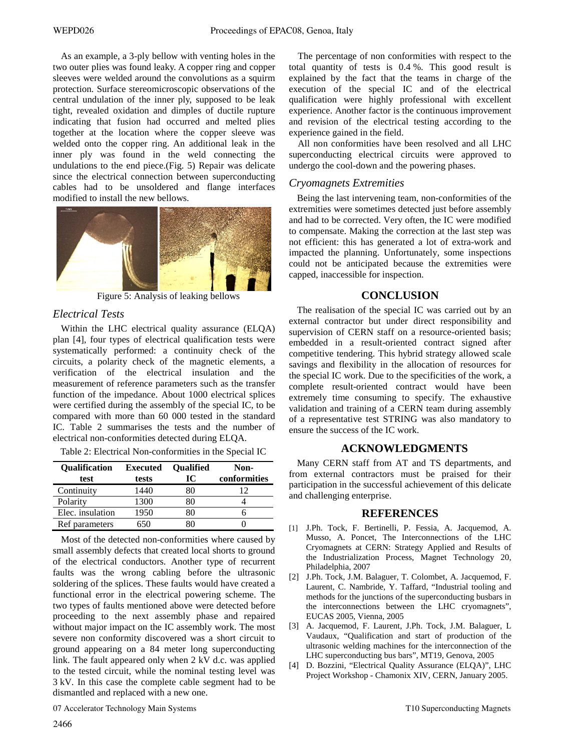As an example, a 3-ply bellow with venting holes in the two outer plies was found leaky. A copper ring and copper sleeves were welded around the convolutions as a squirm protection. Surface stereomicroscopic observations of the central undulation of the inner ply, supposed to be leak tight, revealed oxidation and dimples of ductile rupture indicating that fusion had occurred and melted plies together at the location where the copper sleeve was welded onto the copper ring. An additional leak in the inner ply was found in the weld connecting the undulations to the end piece.(Fig. 5) Repair was delicate since the electrical connection between superconducting cables had to be unsoldered and flange interfaces modified to install the new bellows.

Figure 5: Analysis of leaking bellows

### *Electrical Tests*

Within the LHC electrical quality assurance (ELQA) plan [4], four types of electrical qualification tests were systematically performed: a continuity check of the circuits, a polarity check of the magnetic elements, a verification of the electrical insulation and the measurement of reference parameters such as the transfer function of the impedance. About 1000 electrical splices were certified during the assembly of the special IC, to be compared with more than 60 000 tested in the standard IC. Table 2 summarises the tests and the number of electrical non-conformities detected during ELQA.

Table 2: Electrical Non-conformities in the Special IC

| Qualification test | Executed tests | Qualified IC | Non-conformities |
|---|---|---|---|
| Continuity | 1440 | 80 | 12 |
| Polarity | 1300 | 80 | 4 |
| Elec. insulation | 1950 | 80 | 6 |
| Ref parameters | 650 | 80 | 0 |

Most of the detected non-conformities where caused by small assembly defects that created local shorts to ground of the electrical conductors. Another type of recurrent faults was the wrong cabling before the ultrasonic soldering of the splices. These faults would have created a functional error in the electrical powering scheme. The two types of faults mentioned above were detected before proceeding to the next assembly phase and repaired without major impact on the IC assembly work. The most severe non conformity discovered was a short circuit to ground appearing on a 84 meter long superconducting link. The fault appeared only when 2 kV d.c. was applied to the tested circuit, while the nominal testing level was 3 kV. In this case the complete cable segment had to be dismantled and replaced with a new one.

The percentage of non conformities with respect to the total quantity of tests is 0.4 %. This good result is explained by the fact that the teams in charge of the execution of the special IC and of the electrical qualification were highly professional with excellent experience. Another factor is the continuous improvement and revision of the electrical testing according to the experience gained in the field.

All non conformities have been resolved and all LHC superconducting electrical circuits were approved to undergo the cool-down and the powering phases.

### *Cryomagnets Extremities*

Being the last intervening team, non-conformities of the extremities were sometimes detected just before assembly and had to be corrected. Very often, the IC were modified to compensate. Making the correction at the last step was not efficient: this has generated a lot of extra-work and impacted the planning. Unfortunately, some inspections could not be anticipated because the extremities were capped, inaccessible for inspection.

## CONCLUSION

The realisation of the special IC was carried out by an external contractor but under direct responsibility and supervision of CERN staff on a resource-oriented basis; embedded in a result-oriented contract signed after competitive tendering. This hybrid strategy allowed scale savings and flexibility in the allocation of resources for the special IC work. Due to the specificities of the work, a complete result-oriented contract would have been extremely time consuming to specify. The exhaustive validation and training of a CERN team during assembly of a representative test STRING was also mandatory to ensure the success of the IC work.

## ACKNOWLEDGMENTS

Many CERN staff from AT and TS departments, and from external contractors must be praised for their participation in the successful achievement of this delicate and challenging enterprise.

## REFERENCES

[1] J.Ph. Tock, F. Bertinelli, P. Fessia, A. Jacquemod, A. Musso, A. Poncet, The Interconnections of the LHC Cryomagnets at CERN: Strategy Applied and Results of the Industrialization Process, Magnet Technology 20, Philadelphia, 2007

[2] J.Ph. Tock, J.M. Balaguer, T. Colombet, A. Jacquemod, F. Laurent, C. Nambride, Y. Taffard, "Industrial tooling and methods for the junctions of the superconducting busbars in the interconnections between the LHC cryomagnets", EUCAS 2005, Vienna, 2005

[3] A. Jacquemod, F. Laurent, J.Ph. Tock, J.M. Balaguer, L Vaudaux, "Qualification and start of production of the ultrasonic welding machines for the interconnection of the LHC superconducting bus bars", MT19, Genova, 2005

[4] D. Bozzini, "Electrical Quality Assurance (ELQA)", LHC Project Workshop - Chamonix XIV, CERN, January 2005.